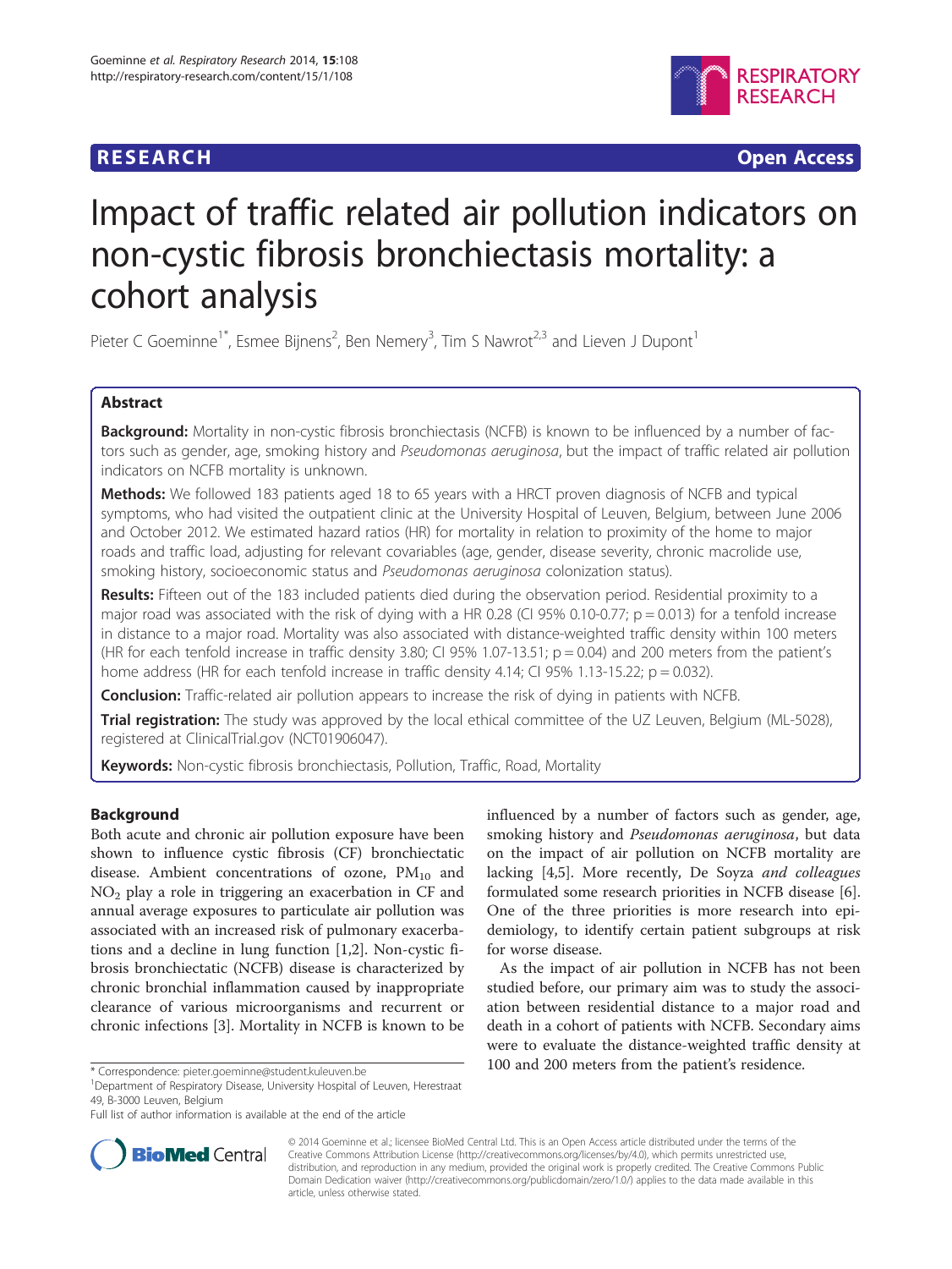**RESEARCH** **Open Access**

# Impact of traffic related air pollution indicators on non-cystic fibrosis bronchiectasis mortality: a cohort analysis

Pieter C Goeminne[1*], Esmee Bijnens[2], Ben Nemery[3], Tim S Nawrot[2,3] and Lieven J Dupont[1]

## Abstract

**Background:** Mortality in non-cystic fibrosis bronchiectasis (NCFB) is known to be influenced by a number of factors such as gender, age, smoking history and *Pseudomonas aeruginosa*, but the impact of traffic related air pollution indicators on NCFB mortality is unknown.

**Methods:** We followed 183 patients aged 18 to 65 years with a HRCT proven diagnosis of NCFB and typical symptoms, who had visited the outpatient clinic at the University Hospital of Leuven, Belgium, between June 2006 and October 2012. We estimated hazard ratios (HR) for mortality in relation to proximity of the home to major roads and traffic load, adjusting for relevant covariables (age, gender, disease severity, chronic macrolide use, smoking history, socioeconomic status and *Pseudomonas aeruginosa* colonization status).

**Results:** Fifteen out of the 183 included patients died during the observation period. Residential proximity to a major road was associated with the risk of dying with a HR 0.28 (CI 95% 0.10-0.77; p = 0.013) for a tenfold increase in distance to a major road. Mortality was also associated with distance-weighted traffic density within 100 meters (HR for each tenfold increase in traffic density 3.80; CI 95% 1.07-13.51; p = 0.04) and 200 meters from the patient's home address (HR for each tenfold increase in traffic density 4.14; CI 95% 1.13-15.22; p = 0.032).

**Conclusion:** Traffic-related air pollution appears to increase the risk of dying in patients with NCFB.

**Trial registration:** The study was approved by the local ethical committee of the UZ Leuven, Belgium (ML-5028), registered at ClinicalTrial.gov (NCT01906047).

**Keywords:** Non-cystic fibrosis bronchiectasis, Pollution, Traffic, Road, Mortality

## Background

Both acute and chronic air pollution exposure have been shown to influence cystic fibrosis (CF) bronchiectatic disease. Ambient concentrations of ozone, $PM_{10}$ and $NO_2$ play a role in triggering an exacerbation in CF and annual average exposures to particulate air pollution was associated with an increased risk of pulmonary exacerbations and a decline in lung function [1,2]. Non-cystic fibrosis bronchiectatic (NCFB) disease is characterized by chronic bronchial inflammation caused by inappropriate clearance of various microorganisms and recurrent or chronic infections [3]. Mortality in NCFB is known to be influenced by a number of factors such as gender, age, smoking history and *Pseudomonas aeruginosa*, but data on the impact of air pollution on NCFB mortality are lacking [4,5]. More recently, De Soyza *and colleagues* formulated some research priorities in NCFB disease [6]. One of the three priorities is more research into epidemiology, to identify certain patient subgroups at risk for worse disease.

As the impact of air pollution in NCFB has not been studied before, our primary aim was to study the association between residential distance to a major road and death in a cohort of patients with NCFB. Secondary aims were to evaluate the distance-weighted traffic density at 100 and 200 meters from the patient's residence.

\* Correspondence: pieter.goeminne@student.kuleuven.be
[1]Department of Respiratory Disease, University Hospital of Leuven, Herestraat 49, B-3000 Leuven, Belgium
Full list of author information is available at the end of the article

© 2014 Goeminne et al.; licensee BioMed Central Ltd. This is an Open Access article distributed under the terms of the Creative Commons Attribution License (http://creativecommons.org/licenses/by/4.0), which permits unrestricted use, distribution, and reproduction in any medium, provided the original work is properly credited. The Creative Commons Public Domain Dedication waiver (http://creativecommons.org/publicdomain/zero/1.0/) applies to the data made available in this article, unless otherwise stated.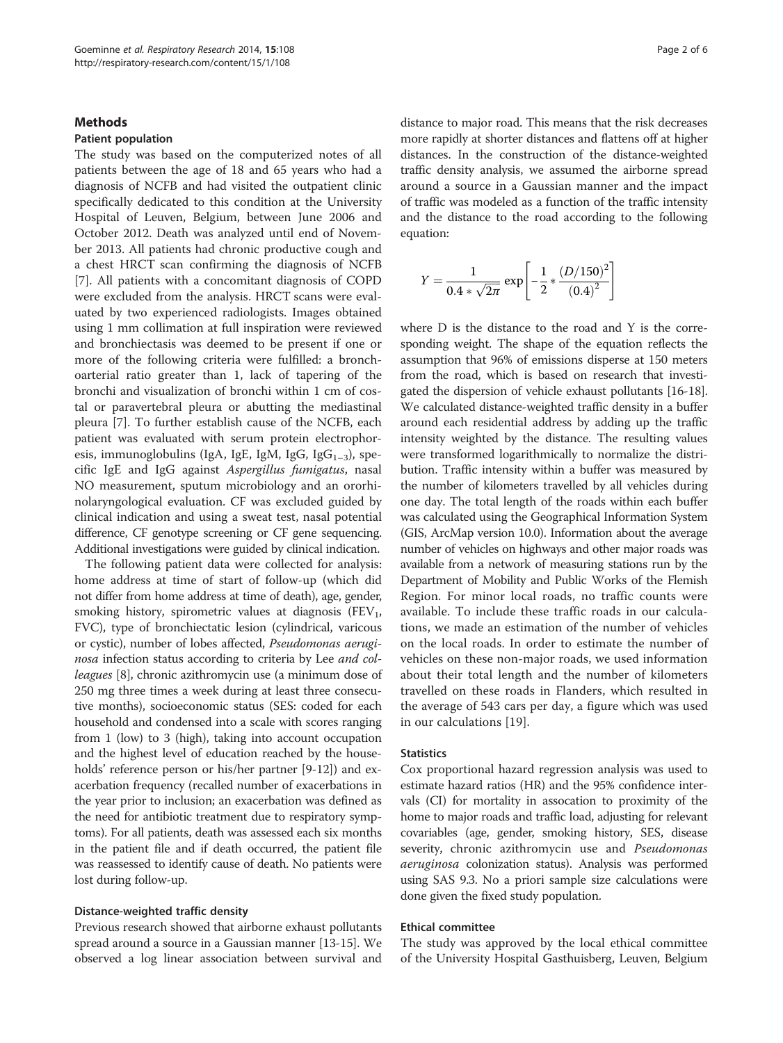## Methods

### Patient population

The study was based on the computerized notes of all patients between the age of 18 and 65 years who had a diagnosis of NCFB and had visited the outpatient clinic specifically dedicated to this condition at the University Hospital of Leuven, Belgium, between June 2006 and October 2012. Death was analyzed until end of November 2013. All patients had chronic productive cough and a chest HRCT scan confirming the diagnosis of NCFB [7]. All patients with a concomitant diagnosis of COPD were excluded from the analysis. HRCT scans were evaluated by two experienced radiologists. Images obtained using 1 mm collimation at full inspiration were reviewed and bronchiectasis was deemed to be present if one or more of the following criteria were fulfilled: a bronchoarterial ratio greater than 1, lack of tapering of the bronchi and visualization of bronchi within 1 cm of costal or paravertebral pleura or abutting the mediastinal pleura [7]. To further establish cause of the NCFB, each patient was evaluated with serum protein electrophoresis, immunoglobulins (IgA, IgE, IgM, IgG, $IgG_{1-3}$), specific IgE and IgG against *Aspergillus fumigatus*, nasal NO measurement, sputum microbiology and an ororhinolaryngological evaluation. CF was excluded guided by clinical indication and using a sweat test, nasal potential difference, CF genotype screening or CF gene sequencing. Additional investigations were guided by clinical indication.

The following patient data were collected for analysis: home address at time of start of follow-up (which did not differ from home address at time of death), age, gender, smoking history, spirometric values at diagnosis ($FEV_1$, FVC), type of bronchiectatic lesion (cylindrical, varicous or cystic), number of lobes affected, *Pseudomonas aeruginosa* infection status according to criteria by Lee *and colleagues* [8], chronic azithromycin use (a minimum dose of 250 mg three times a week during at least three consecutive months), socioeconomic status (SES: coded for each household and condensed into a scale with scores ranging from 1 (low) to 3 (high), taking into account occupation and the highest level of education reached by the households' reference person or his/her partner [9-12]) and exacerbation frequency (recalled number of exacerbations in the year prior to inclusion; an exacerbation was defined as the need for antibiotic treatment due to respiratory symptoms). For all patients, death was assessed each six months in the patient file and if death occurred, the patient file was reassessed to identify cause of death. No patients were lost during follow-up.

### Distance-weighted traffic density

Previous research showed that airborne exhaust pollutants spread around a source in a Gaussian manner [13-15]. We observed a log linear association between survival and distance to major road. This means that the risk decreases more rapidly at shorter distances and flattens off at higher distances. In the construction of the distance-weighted traffic density analysis, we assumed the airborne spread around a source in a Gaussian manner and the impact of traffic was modeled as a function of the traffic intensity and the distance to the road according to the following equation:

$$Y = \frac{1}{0.4 * \sqrt{2\pi}} \exp\left[-\frac{1}{2} * \frac{(D/150)^2}{(0.4)^2}\right]$$

where D is the distance to the road and Y is the corresponding weight. The shape of the equation reflects the assumption that 96% of emissions disperse at 150 meters from the road, which is based on research that investigated the dispersion of vehicle exhaust pollutants [16-18]. We calculated distance-weighted traffic density in a buffer around each residential address by adding up the traffic intensity weighted by the distance. The resulting values were transformed logarithmically to normalize the distribution. Traffic intensity within a buffer was measured by the number of kilometers travelled by all vehicles during one day. The total length of the roads within each buffer was calculated using the Geographical Information System (GIS, ArcMap version 10.0). Information about the average number of vehicles on highways and other major roads was available from a network of measuring stations run by the Department of Mobility and Public Works of the Flemish Region. For minor local roads, no traffic counts were available. To include these traffic roads in our calculations, we made an estimation of the number of vehicles on the local roads. In order to estimate the number of vehicles on these non-major roads, we used information about their total length and the number of kilometers travelled on these roads in Flanders, which resulted in the average of 543 cars per day, a figure which was used in our calculations [19].

### Statistics

Cox proportional hazard regression analysis was used to estimate hazard ratios (HR) and the 95% confidence intervals (CI) for mortality in assocation to proximity of the home to major roads and traffic load, adjusting for relevant covariables (age, gender, smoking history, SES, disease severity, chronic azithromycin use and *Pseudomonas aeruginosa* colonization status). Analysis was performed using SAS 9.3. No a priori sample size calculations were done given the fixed study population.

### Ethical committee

The study was approved by the local ethical committee of the University Hospital Gasthuisberg, Leuven, Belgium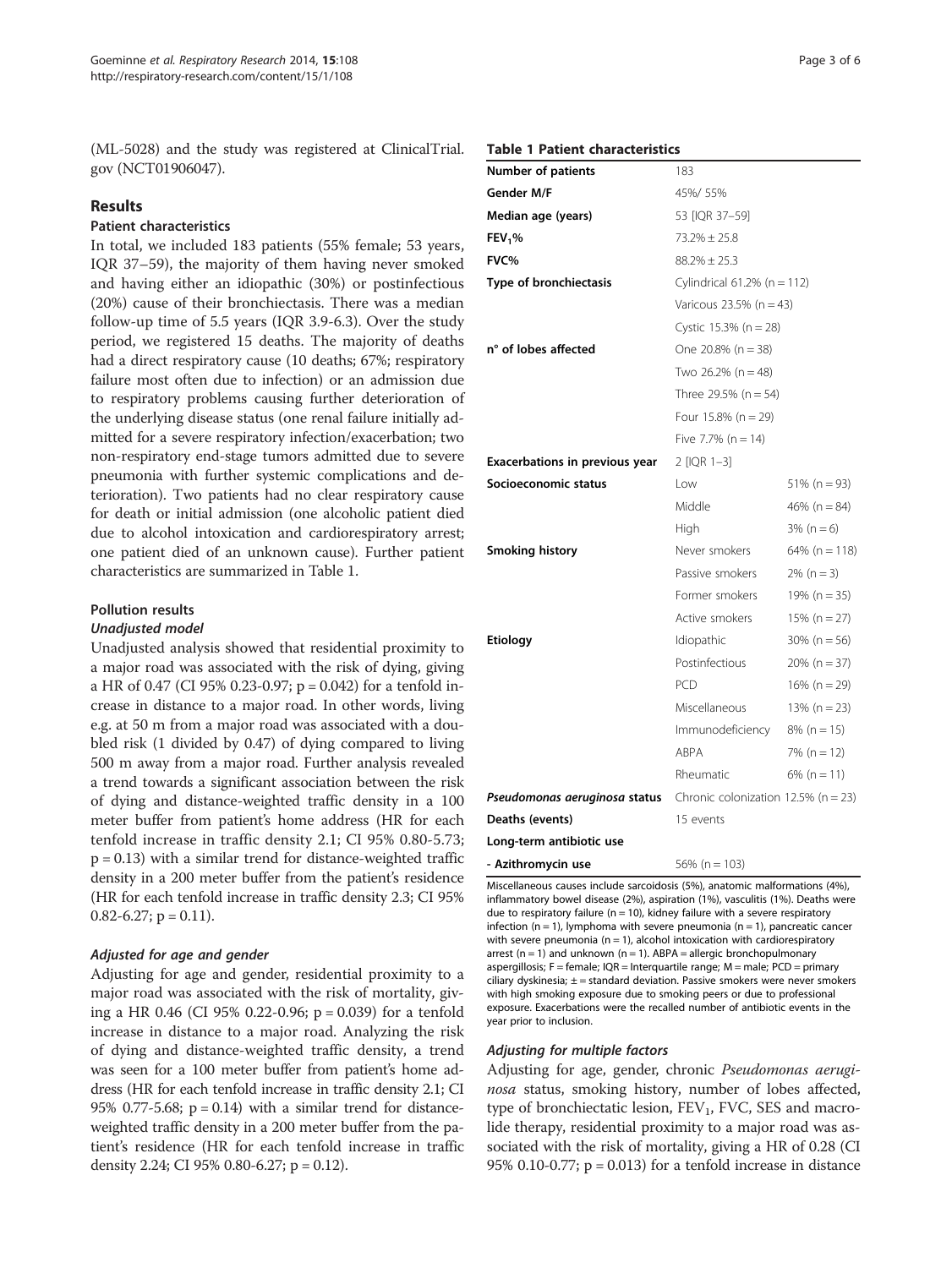(ML-5028) and the study was registered at ClinicalTrial.gov (NCT01906047).

## Results

### Patient characteristics

In total, we included 183 patients (55% female; 53 years, IQR 37–59), the majority of them having never smoked and having either an idiopathic (30%) or postinfectious (20%) cause of their bronchiectasis. There was a median follow-up time of 5.5 years (IQR 3.9-6.3). Over the study period, we registered 15 deaths. The majority of deaths had a direct respiratory cause (10 deaths; 67%; respiratory failure most often due to infection) or an admission due to respiratory problems causing further deterioration of the underlying disease status (one renal failure initially admitted for a severe respiratory infection/exacerbation; two non-respiratory end-stage tumors admitted due to severe pneumonia with further systemic complications and deterioration). Two patients had no clear respiratory cause for death or initial admission (one alcoholic patient died due to alcohol intoxication and cardiorespiratory arrest; one patient died of an unknown cause). Further patient characteristics are summarized in Table 1.

**Table 1 Patient characteristics**

| | | |
|---|---|---|
| **Number of patients** | 183 | |
| **Gender M/F** | 45%/ 55% | |
| **Median age (years)** | 53 [IQR 37–59] | |
| **$FEV_1$%** | 73.2% ± 25.8 | |
| **FVC%** | 88.2% ± 25.3 | |
| **Type of bronchiectasis** | Cylindrical 61.2% (n = 112) | |
| | Varicous 23.5% (n = 43) | |
| | Cystic 15.3% (n = 28) | |
| **n° of lobes affected** | One 20.8% (n = 38) | |
| | Two 26.2% (n = 48) | |
| | Three 29.5% (n = 54) | |
| | Four 15.8% (n = 29) | |
| | Five 7.7% (n = 14) | |
| **Exacerbations in previous year** | 2 [IQR 1–3] | |
| **Socioeconomic status** | Low | 51% (n = 93) |
| | Middle | 46% (n = 84) |
| | High | 3% (n = 6) |
| **Smoking history** | Never smokers | 64% (n = 118) |
| | Passive smokers | 2% (n = 3) |
| | Former smokers | 19% (n = 35) |
| | Active smokers | 15% (n = 27) |
| **Etiology** | Idiopathic | 30% (n = 56) |
| | Postinfectious | 20% (n = 37) |
| | PCD | 16% (n = 29) |
| | Miscellaneous | 13% (n = 23) |
| | Immunodeficiency | 8% (n = 15) |
| | ABPA | 7% (n = 12) |
| | Rheumatic | 6% (n = 11) |
| ***Pseudomonas aeruginosa* status** | Chronic colonization 12.5% (n = 23) | |
| **Deaths (events)** | 15 events | |
| **Long-term antibiotic use** | | |
| **- Azithromycin use** | 56% (n = 103) | |

Miscellaneous causes include sarcoidosis (5%), anatomic malformations (4%), inflammatory bowel disease (2%), aspiration (1%), vasculitis (1%). Deaths were due to respiratory failure (n = 10), kidney failure with a severe respiratory infection (n = 1), lymphoma with severe pneumonia (n = 1), pancreatic cancer with severe pneumonia (n = 1), alcohol intoxication with cardiorespiratory arrest (n = 1) and unknown (n = 1). ABPA = allergic bronchopulmonary aspergillosis; F = female; IQR = Interquartile range; M = male; PCD = primary ciliary dyskinesia; ± = standard deviation. Passive smokers were never smokers with high smoking exposure due to smoking peers or due to professional exposure. Exacerbations were the recalled number of antibiotic events in the year prior to inclusion.

### Pollution results

#### *Unadjusted model*

Unadjusted analysis showed that residential proximity to a major road was associated with the risk of dying, giving a HR of 0.47 (CI 95% 0.23-0.97; $p = 0.042$) for a tenfold increase in distance to a major road. In other words, living e.g. at 50 m from a major road was associated with a doubled risk (1 divided by 0.47) of dying compared to living 500 m away from a major road. Further analysis revealed a trend towards a significant association between the risk of dying and distance-weighted traffic density in a 100 meter buffer from patient's home address (HR for each tenfold increase in traffic density 2.1; CI 95% 0.80-5.73; $p = 0.13$) with a similar trend for distance-weighted traffic density in a 200 meter buffer from the patient's residence (HR for each tenfold increase in traffic density 2.3; CI 95% 0.82-6.27; $p = 0.11$).

#### *Adjusted for age and gender*

Adjusting for age and gender, residential proximity to a major road was associated with the risk of mortality, giving a HR 0.46 (CI 95% 0.22-0.96; $p = 0.039$) for a tenfold increase in distance to a major road. Analyzing the risk of dying and distance-weighted traffic density, a trend was seen for a 100 meter buffer from patient's home address (HR for each tenfold increase in traffic density 2.1; CI 95% 0.77-5.68; $p = 0.14$) with a similar trend for distance-weighted traffic density in a 200 meter buffer from the patient's residence (HR for each tenfold increase in traffic density 2.24; CI 95% 0.80-6.27; $p = 0.12$).

#### *Adjusting for multiple factors*

Adjusting for age, gender, chronic *Pseudomonas aeruginosa* status, smoking history, number of lobes affected, type of bronchiectatic lesion, $FEV_1$, FVC, SES and macrolide therapy, residential proximity to a major road was associated with the risk of mortality, giving a HR of 0.28 (CI 95% 0.10-0.77; $p = 0.013$) for a tenfold increase in distance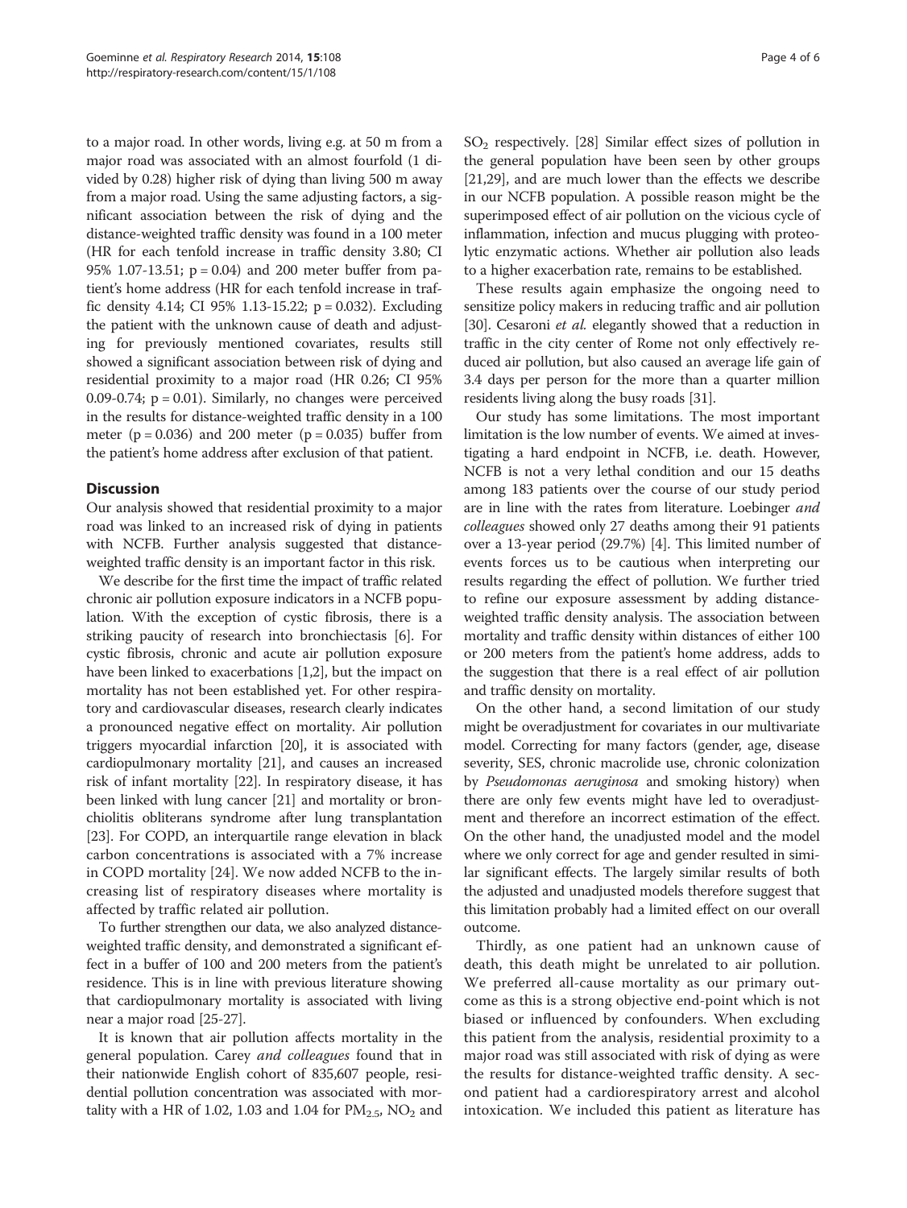to a major road. In other words, living e.g. at 50 m from a major road was associated with an almost fourfold (1 divided by 0.28) higher risk of dying than living 500 m away from a major road. Using the same adjusting factors, a significant association between the risk of dying and the distance-weighted traffic density was found in a 100 meter (HR for each tenfold increase in traffic density 3.80; CI 95% 1.07-13.51; $p = 0.04$) and 200 meter buffer from patient's home address (HR for each tenfold increase in traffic density 4.14; CI 95% 1.13-15.22; $p = 0.032$). Excluding the patient with the unknown cause of death and adjusting for previously mentioned covariates, results still showed a significant association between risk of dying and residential proximity to a major road (HR 0.26; CI 95% 0.09-0.74; $p = 0.01$). Similarly, no changes were perceived in the results for distance-weighted traffic density in a 100 meter ($p = 0.036$) and 200 meter ($p = 0.035$) buffer from the patient's home address after exclusion of that patient.

## Discussion

Our analysis showed that residential proximity to a major road was linked to an increased risk of dying in patients with NCFB. Further analysis suggested that distance-weighted traffic density is an important factor in this risk.

We describe for the first time the impact of traffic related chronic air pollution exposure indicators in a NCFB population. With the exception of cystic fibrosis, there is a striking paucity of research into bronchiectasis [6]. For cystic fibrosis, chronic and acute air pollution exposure have been linked to exacerbations [1,2], but the impact on mortality has not been established yet. For other respiratory and cardiovascular diseases, research clearly indicates a pronounced negative effect on mortality. Air pollution triggers myocardial infarction [20], it is associated with cardiopulmonary mortality [21], and causes an increased risk of infant mortality [22]. In respiratory disease, it has been linked with lung cancer [21] and mortality or bronchiolitis obliterans syndrome after lung transplantation [23]. For COPD, an interquartile range elevation in black carbon concentrations is associated with a 7% increase in COPD mortality [24]. We now added NCFB to the increasing list of respiratory diseases where mortality is affected by traffic related air pollution.

To further strengthen our data, we also analyzed distance-weighted traffic density, and demonstrated a significant effect in a buffer of 100 and 200 meters from the patient's residence. This is in line with previous literature showing that cardiopulmonary mortality is associated with living near a major road [25-27].

It is known that air pollution affects mortality in the general population. Carey *and colleagues* found that in their nationwide English cohort of 835,607 people, residential pollution concentration was associated with mortality with a HR of 1.02, 1.03 and 1.04 for $PM_{2.5}$, $NO_2$ and $SO_2$ respectively. [28] Similar effect sizes of pollution in the general population have been seen by other groups [21,29], and are much lower than the effects we describe in our NCFB population. A possible reason might be the superimposed effect of air pollution on the vicious cycle of inflammation, infection and mucus plugging with proteolytic enzymatic actions. Whether air pollution also leads to a higher exacerbation rate, remains to be established.

These results again emphasize the ongoing need to sensitize policy makers in reducing traffic and air pollution [30]. Cesaroni *et al.* elegantly showed that a reduction in traffic in the city center of Rome not only effectively reduced air pollution, but also caused an average life gain of 3.4 days per person for the more than a quarter million residents living along the busy roads [31].

Our study has some limitations. The most important limitation is the low number of events. We aimed at investigating a hard endpoint in NCFB, i.e. death. However, NCFB is not a very lethal condition and our 15 deaths among 183 patients over the course of our study period are in line with the rates from literature. Loebinger *and colleagues* showed only 27 deaths among their 91 patients over a 13-year period (29.7%) [4]. This limited number of events forces us to be cautious when interpreting our results regarding the effect of pollution. We further tried to refine our exposure assessment by adding distance-weighted traffic density analysis. The association between mortality and traffic density within distances of either 100 or 200 meters from the patient's home address, adds to the suggestion that there is a real effect of air pollution and traffic density on mortality.

On the other hand, a second limitation of our study might be overadjustment for covariates in our multivariate model. Correcting for many factors (gender, age, disease severity, SES, chronic macrolide use, chronic colonization by *Pseudomonas aeruginosa* and smoking history) when there are only few events might have led to overadjustment and therefore an incorrect estimation of the effect. On the other hand, the unadjusted model and the model where we only correct for age and gender resulted in similar significant effects. The largely similar results of both the adjusted and unadjusted models therefore suggest that this limitation probably had a limited effect on our overall outcome.

Thirdly, as one patient had an unknown cause of death, this death might be unrelated to air pollution. We preferred all-cause mortality as our primary outcome as this is a strong objective end-point which is not biased or influenced by confounders. When excluding this patient from the analysis, residential proximity to a major road was still associated with risk of dying as were the results for distance-weighted traffic density. A second patient had a cardiorespiratory arrest and alcohol intoxication. We included this patient as literature has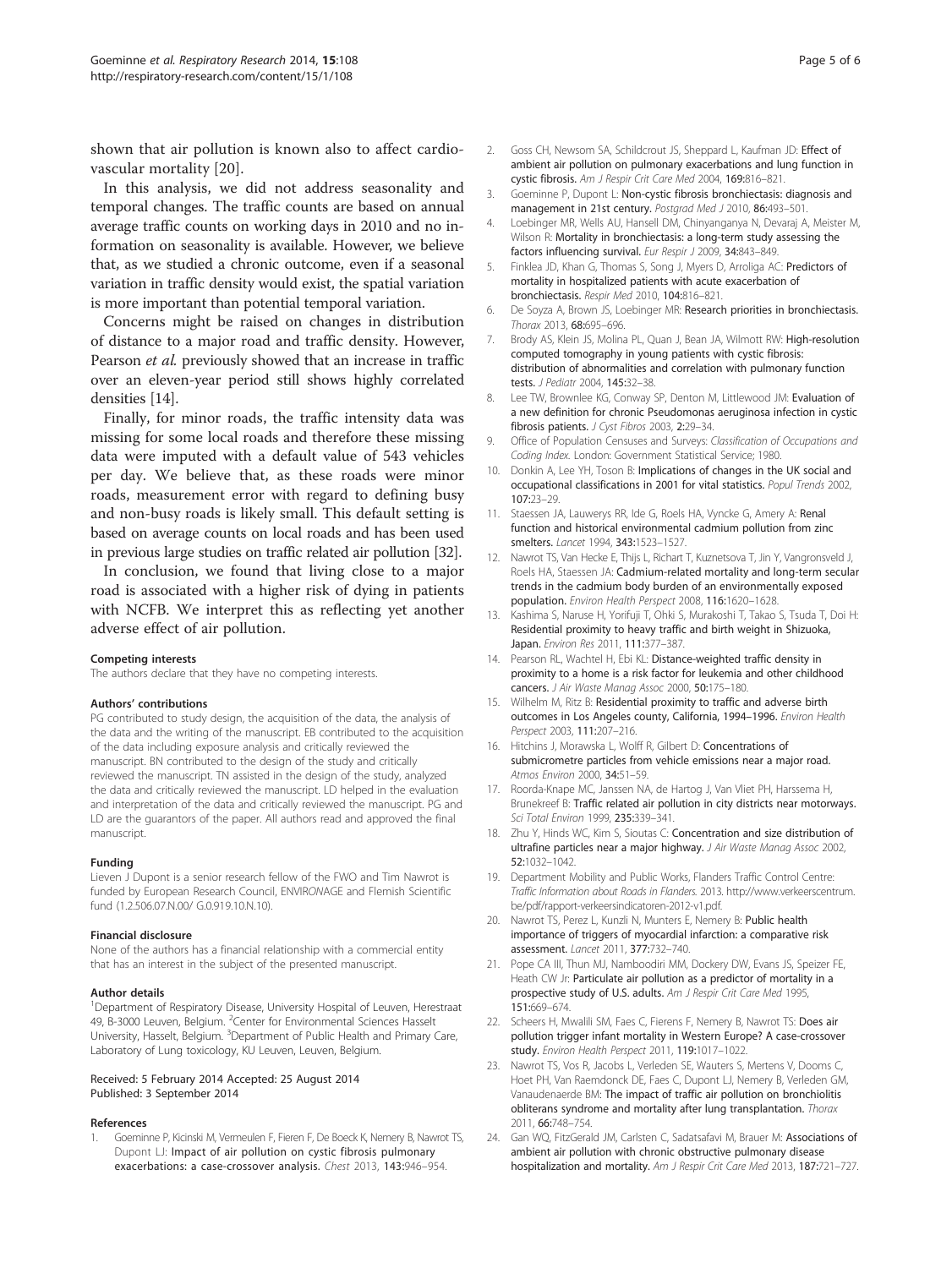shown that air pollution is known also to affect cardiovascular mortality [20].

In this analysis, we did not address seasonality and temporal changes. The traffic counts are based on annual average traffic counts on working days in 2010 and no information on seasonality is available. However, we believe that, as we studied a chronic outcome, even if a seasonal variation in traffic density would exist, the spatial variation is more important than potential temporal variation.

Concerns might be raised on changes in distribution of distance to a major road and traffic density. However, Pearson *et al.* previously showed that an increase in traffic over an eleven-year period still shows highly correlated densities [14].

Finally, for minor roads, the traffic intensity data was missing for some local roads and therefore these missing data were imputed with a default value of 543 vehicles per day. We believe that, as these roads were minor roads, measurement error with regard to defining busy and non-busy roads is likely small. This default setting is based on average counts on local roads and has been used in previous large studies on traffic related air pollution [32].

In conclusion, we found that living close to a major road is associated with a higher risk of dying in patients with NCFB. We interpret this as reflecting yet another adverse effect of air pollution.

#### Competing interests

The authors declare that they have no competing interests.

#### Authors' contributions

PG contributed to study design, the acquisition of the data, the analysis of the data and the writing of the manuscript. EB contributed to the acquisition of the data including exposure analysis and critically reviewed the manuscript. BN contributed to the design of the study and critically reviewed the manuscript. TN assisted in the design of the study, analyzed the data and critically reviewed the manuscript. LD helped in the evaluation and interpretation of the data and critically reviewed the manuscript. PG and LD are the guarantors of the paper. All authors read and approved the final manuscript.

#### Funding

Lieven J Dupont is a senior research fellow of the FWO and Tim Nawrot is funded by European Research Council, ENVIRONAGE and Flemish Scientific fund (1.2.506.07.N.00/ G.0.919.10.N.10).

#### Financial disclosure

None of the authors has a financial relationship with a commercial entity that has an interest in the subject of the presented manuscript.

#### Author details

[1]Department of Respiratory Disease, University Hospital of Leuven, Herestraat 49, B-3000 Leuven, Belgium. [2]Center for Environmental Sciences Hasselt University, Hasselt, Belgium. [3]Department of Public Health and Primary Care, Laboratory of Lung toxicology, KU Leuven, Leuven, Belgium.

Received: 5 February 2014 Accepted: 25 August 2014
Published: 3 September 2014

#### References

1. Goeminne P, Kicinski M, Vermeulen F, Fieren F, De Boeck K, Nemery B, Nawrot TS, Dupont LJ: **Impact of air pollution on cystic fibrosis pulmonary exacerbations: a case-crossover analysis.** *Chest* 2013, **143**:946–954.
2. Goss CH, Newsom SA, Schildcrout JS, Sheppard L, Kaufman JD: **Effect of ambient air pollution on pulmonary exacerbations and lung function in cystic fibrosis.** *Am J Respir Crit Care Med* 2004, **169**:816–821.
3. Goeminne P, Dupont L: **Non-cystic fibrosis bronchiectasis: diagnosis and management in 21st century.** *Postgrad Med J* 2010, **86**:493–501.
4. Loebinger MR, Wells AU, Hansell DM, Chinyanganya N, Devaraj A, Meister M, Wilson R: **Mortality in bronchiectasis: a long-term study assessing the factors influencing survival.** *Eur Respir J* 2009, **34**:843–849.
5. Finklea JD, Khan G, Thomas S, Song J, Myers D, Arroliga AC: **Predictors of mortality in hospitalized patients with acute exacerbation of bronchiectasis.** *Respir Med* 2010, **104**:816–821.
6. De Soyza A, Brown JS, Loebinger MR: **Research priorities in bronchiectasis.** *Thorax* 2013, **68**:695–696.
7. Brody AS, Klein JS, Molina PL, Quan J, Bean JA, Wilmott RW: **High-resolution computed tomography in young patients with cystic fibrosis: distribution of abnormalities and correlation with pulmonary function tests.** *J Pediatr* 2004, **145**:32–38.
8. Lee TW, Brownlee KG, Conway SP, Denton M, Littlewood JM: **Evaluation of a new definition for chronic Pseudomonas aeruginosa infection in cystic fibrosis patients.** *J Cyst Fibros* 2003, **2**:29–34.
9. Office of Population Censuses and Surveys: *Classification of Occupations and Coding Index.* London: Government Statistical Service; 1980.
10. Donkin A, Lee YH, Toson B: **Implications of changes in the UK social and occupational classifications in 2001 for vital statistics.** *Popul Trends* 2002, **107**:23–29.
11. Staessen JA, Lauwerys RR, Ide G, Roels HA, Vyncke G, Amery A: **Renal function and historical environmental cadmium pollution from zinc smelters.** *Lancet* 1994, **343**:1523–1527.
12. Nawrot TS, Van Hecke E, Thijs L, Richart T, Kuznetsova T, Jin Y, Vangronsveld J, Roels HA, Staessen JA: **Cadmium-related mortality and long-term secular trends in the cadmium body burden of an environmentally exposed population.** *Environ Health Perspect* 2008, **116**:1620–1628.
13. Kashima S, Naruse H, Yorifuji T, Ohki S, Murakoshi T, Takao S, Tsuda T, Doi H: **Residential proximity to heavy traffic and birth weight in Shizuoka, Japan.** *Environ Res* 2011, **111**:377–387.
14. Pearson RL, Wachtel H, Ebi KL: **Distance-weighted traffic density in proximity to a home is a risk factor for leukemia and other childhood cancers.** *J Air Waste Manag Assoc* 2000, **50**:175–180.
15. Wilhelm M, Ritz B: **Residential proximity to traffic and adverse birth outcomes in Los Angeles county, California, 1994–1996.** *Environ Health Perspect* 2003, **111**:207–216.
16. Hitchins J, Morawska L, Wolff R, Gilbert D: **Concentrations of submicrometre particles from vehicle emissions near a major road.** *Atmos Environ* 2000, **34**:51–59.
17. Roorda-Knape MC, Janssen NA, de Hartog J, Van Vliet PH, Harssema H, Brunekreef B: **Traffic related air pollution in city districts near motorways.** *Sci Total Environ* 1999, **235**:339–341.
18. Zhu Y, Hinds WC, Kim S, Sioutas C: **Concentration and size distribution of ultrafine particles near a major highway.** *J Air Waste Manag Assoc* 2002, **52**:1032–1042.
19. Department Mobility and Public Works, Flanders Traffic Control Centre: *Traffic Information about Roads in Flanders.* 2013. http://www.verkeerscentrum.be/pdf/rapport-verkeersindicatoren-2012-v1.pdf.
20. Nawrot TS, Perez L, Kunzli N, Munters E, Nemery B: **Public health importance of triggers of myocardial infarction: a comparative risk assessment.** *Lancet* 2011, **377**:732–740.
21. Pope CA III, Thun MJ, Namboodiri MM, Dockery DW, Evans JS, Speizer FE, Heath CW Jr: **Particulate air pollution as a predictor of mortality in a prospective study of U.S. adults.** *Am J Respir Crit Care Med* 1995, **151**:669–674.
22. Scheers H, Mwalili SM, Faes C, Fierens F, Nemery B, Nawrot TS: **Does air pollution trigger infant mortality in Western Europe? A case-crossover study.** *Environ Health Perspect* 2011, **119**:1017–1022.
23. Nawrot TS, Vos R, Jacobs L, Verleden SE, Wauters S, Mertens V, Dooms C, Hoet PH, Van Raemdonck DE, Faes C, Dupont LJ, Nemery B, Verleden GM, Vanaudenaerde BM: **The impact of traffic air pollution on bronchiolitis obliterans syndrome and mortality after lung transplantation.** *Thorax* 2011, **66**:748–754.
24. Gan WQ, FitzGerald JM, Carlsten C, Sadatsafavi M, Brauer M: **Associations of ambient air pollution with chronic obstructive pulmonary disease hospitalization and mortality.** *Am J Respir Crit Care Med* 2013, **187**:721–727.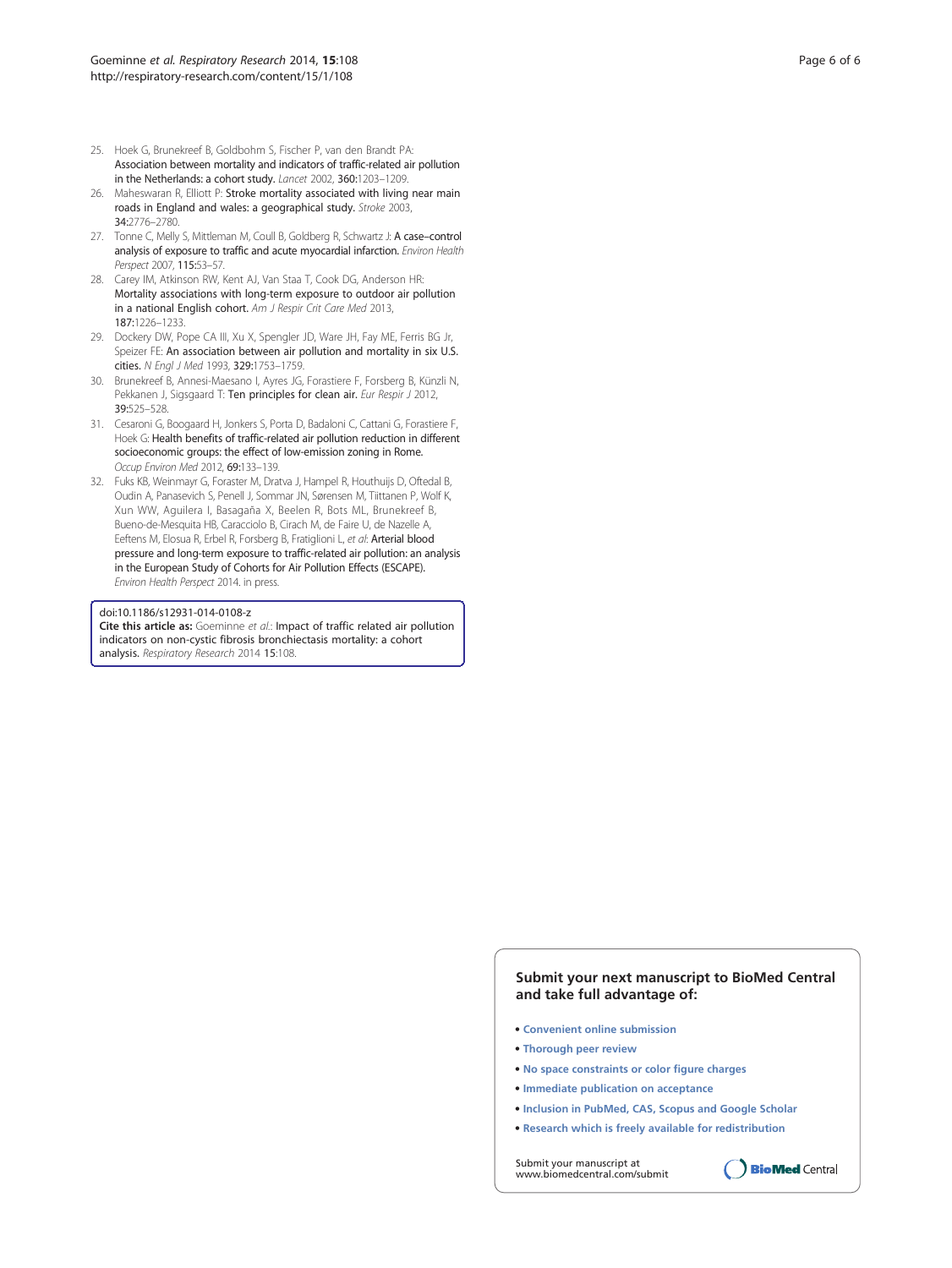25. Hoek G, Brunekreef B, Goldbohm S, Fischer P, van den Brandt PA: **Association between mortality and indicators of traffic-related air pollution in the Netherlands: a cohort study.** *Lancet* 2002, **360:**1203–1209.
26. Maheswaran R, Elliott P: **Stroke mortality associated with living near main roads in England and wales: a geographical study.** *Stroke* 2003, **34:**2776–2780.
27. Tonne C, Melly S, Mittleman M, Coull B, Goldberg R, Schwartz J: **A case–control analysis of exposure to traffic and acute myocardial infarction.** *Environ Health Perspect* 2007, **115:**53–57.
28. Carey IM, Atkinson RW, Kent AJ, Van Staa T, Cook DG, Anderson HR: **Mortality associations with long-term exposure to outdoor air pollution in a national English cohort.** *Am J Respir Crit Care Med* 2013, **187:**1226–1233.
29. Dockery DW, Pope CA III, Xu X, Spengler JD, Ware JH, Fay ME, Ferris BG Jr, Speizer FE: **An association between air pollution and mortality in six U.S. cities.** *N Engl J Med* 1993, **329:**1753–1759.
30. Brunekreef B, Annesi-Maesano I, Ayres JG, Forastiere F, Forsberg B, Künzli N, Pekkanen J, Sigsgaard T: **Ten principles for clean air.** *Eur Respir J* 2012, **39:**525–528.
31. Cesaroni G, Boogaard H, Jonkers S, Porta D, Badaloni C, Cattani G, Forastiere F, Hoek G: **Health benefits of traffic-related air pollution reduction in different socioeconomic groups: the effect of low-emission zoning in Rome.** *Occup Environ Med* 2012, **69:**133–139.
32. Fuks KB, Weinmayr G, Foraster M, Dratva J, Hampel R, Houthuijs D, Oftedal B, Oudin A, Panasevich S, Penell J, Sommar JN, Sørensen M, Tiittanen P, Wolf K, Xun WW, Aguilera I, Basagaña X, Beelen R, Bots ML, Brunekreef B, Bueno-de-Mesquita HB, Caracciolo B, Cirach M, de Faire U, de Nazelle A, Eeftens M, Elosua R, Erbel R, Forsberg B, Fratiglioni L, *et al*: **Arterial blood pressure and long-term exposure to traffic-related air pollution: an analysis in the European Study of Cohorts for Air Pollution Effects (ESCAPE).** *Environ Health Perspect* 2014. in press.

doi:10.1186/s12931-014-0108-z
**Cite this article as:** Goeminne *et al.*: Impact of traffic related air pollution indicators on non-cystic fibrosis bronchiectasis mortality: a cohort analysis. *Respiratory Research* 2014 **15**:108.

**Submit your next manuscript to BioMed Central and take full advantage of:**

- **Convenient online submission**
- **Thorough peer review**
- **No space constraints or color figure charges**
- **Immediate publication on acceptance**
- **Inclusion in PubMed, CAS, Scopus and Google Scholar**
- **Research which is freely available for redistribution**

Submit your manuscript at
www.biomedcentral.com/submit

BioMed Central